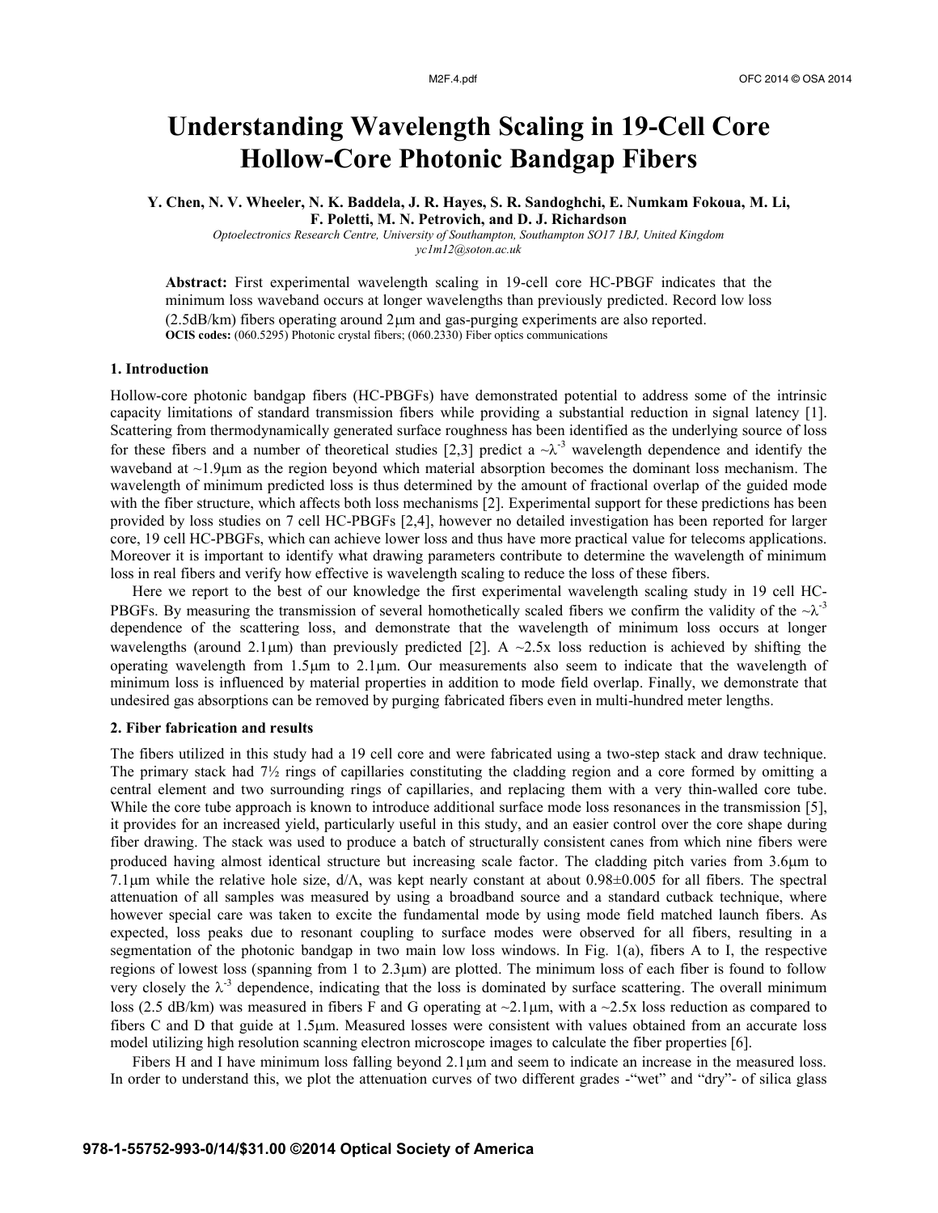# Understanding Wavelength Scaling in 19-Cell Core Hollow-Core Photonic Bandgap Fibers

**Y. Chen, N. V. Wheeler, N. K. Baddela, J. R. Hayes, S. R. Sandoghchi, E. Numkam Fokoua, M. Li, F. Poletti, M. N. Petrovich, and D. J. Richardson**

*Optoelectronics Research Centre, University of Southampton, Southampton SO17 1BJ, United Kingdom*
*yc1m12@soton.ac.uk*

**Abstract:** First experimental wavelength scaling in 19-cell core HC-PBGF indicates that the minimum loss waveband occurs at longer wavelengths than previously predicted. Record low loss (2.5dB/km) fibers operating around 2μm and gas-purging experiments are also reported.

**OCIS codes:** (060.5295) Photonic crystal fibers; (060.2330) Fiber optics communications

## 1. Introduction

Hollow-core photonic bandgap fibers (HC-PBGFs) have demonstrated potential to address some of the intrinsic capacity limitations of standard transmission fibers while providing a substantial reduction in signal latency [1]. Scattering from thermodynamically generated surface roughness has been identified as the underlying source of loss for these fibers and a number of theoretical studies [2,3] predict a $\sim\lambda^{-3}$ wavelength dependence and identify the waveband at ~1.9μm as the region beyond which material absorption becomes the dominant loss mechanism. The wavelength of minimum predicted loss is thus determined by the amount of fractional overlap of the guided mode with the fiber structure, which affects both loss mechanisms [2]. Experimental support for these predictions has been provided by loss studies on 7 cell HC-PBGFs [2,4], however no detailed investigation has been reported for larger core, 19 cell HC-PBGFs, which can achieve lower loss and thus have more practical value for telecoms applications. Moreover it is important to identify what drawing parameters contribute to determine the wavelength of minimum loss in real fibers and verify how effective is wavelength scaling to reduce the loss of these fibers.

Here we report to the best of our knowledge the first experimental wavelength scaling study in 19 cell HC-PBGFs. By measuring the transmission of several homothetically scaled fibers we confirm the validity of the $\sim\lambda^{-3}$ dependence of the scattering loss, and demonstrate that the wavelength of minimum loss occurs at longer wavelengths (around 2.1μm) than previously predicted [2]. A ~2.5x loss reduction is achieved by shifting the operating wavelength from 1.5μm to 2.1μm. Our measurements also seem to indicate that the wavelength of minimum loss is influenced by material properties in addition to mode field overlap. Finally, we demonstrate that undesired gas absorptions can be removed by purging fabricated fibers even in multi-hundred meter lengths.

## 2. Fiber fabrication and results

The fibers utilized in this study had a 19 cell core and were fabricated using a two-step stack and draw technique. The primary stack had 7½ rings of capillaries constituting the cladding region and a core formed by omitting a central element and two surrounding rings of capillaries, and replacing them with a very thin-walled core tube. While the core tube approach is known to introduce additional surface mode loss resonances in the transmission [5], it provides for an increased yield, particularly useful in this study, and an easier control over the core shape during fiber drawing. The stack was used to produce a batch of structurally consistent canes from which nine fibers were produced having almost identical structure but increasing scale factor. The cladding pitch varies from 3.6μm to 7.1μm while the relative hole size, d/Λ, was kept nearly constant at about 0.98±0.005 for all fibers. The spectral attenuation of all samples was measured by using a broadband source and a standard cutback technique, where however special care was taken to excite the fundamental mode by using mode field matched launch fibers. As expected, loss peaks due to resonant coupling to surface modes were observed for all fibers, resulting in a segmentation of the photonic bandgap in two main low loss windows. In Fig. 1(a), fibers A to I, the respective regions of lowest loss (spanning from 1 to 2.3μm) are plotted. The minimum loss of each fiber is found to follow very closely the $\lambda^{-3}$ dependence, indicating that the loss is dominated by surface scattering. The overall minimum loss (2.5 dB/km) was measured in fibers F and G operating at ~2.1μm, with a ~2.5x loss reduction as compared to fibers C and D that guide at 1.5μm. Measured losses were consistent with values obtained from an accurate loss model utilizing high resolution scanning electron microscope images to calculate the fiber properties [6].

Fibers H and I have minimum loss falling beyond 2.1μm and seem to indicate an increase in the measured loss. In order to understand this, we plot the attenuation curves of two different grades -"wet" and "dry"- of silica glass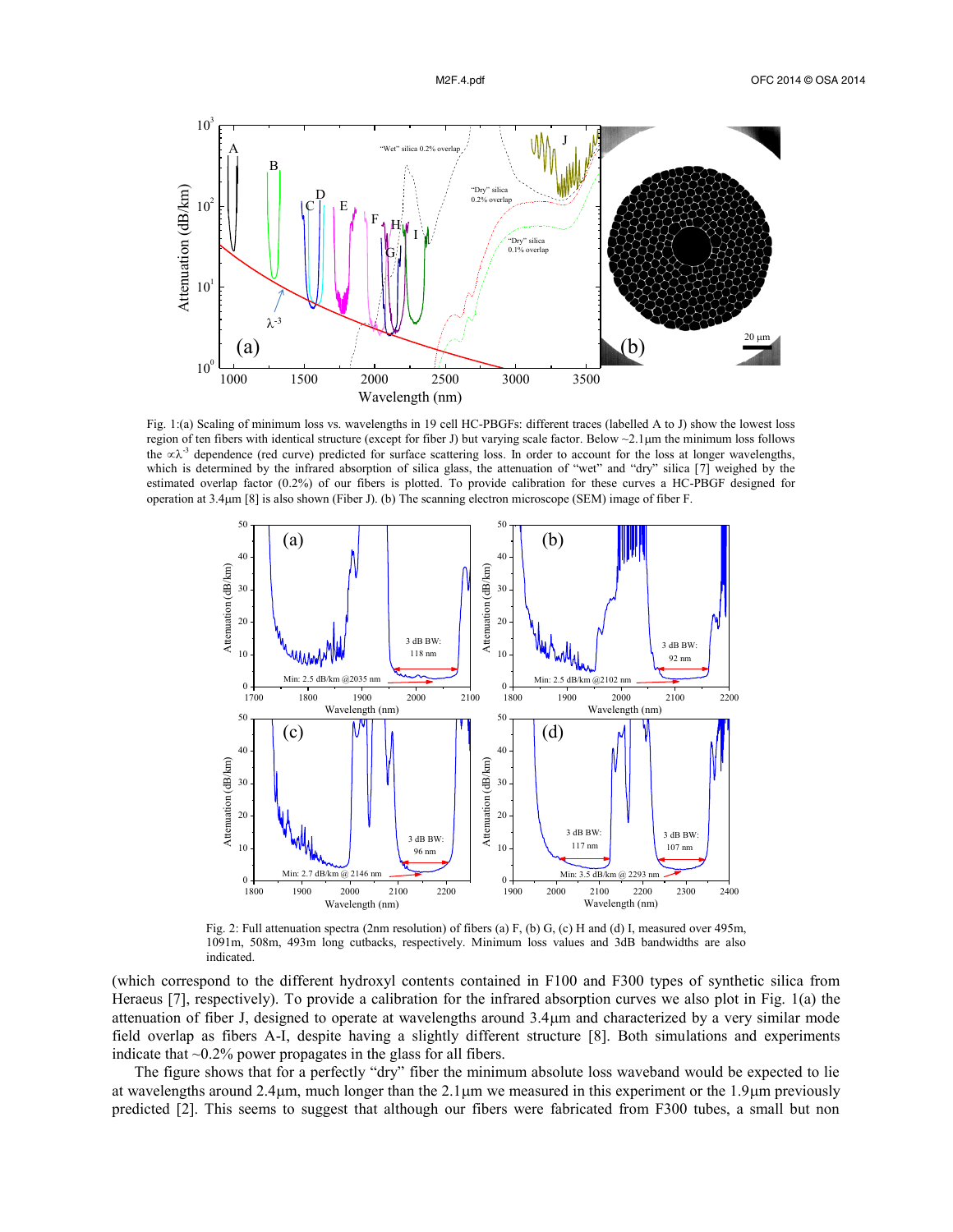Fig. 1:(a) Scaling of minimum loss vs. wavelengths in 19 cell HC-PBGFs: different traces (labelled A to J) show the lowest loss region of ten fibers with identical structure (except for fiber J) but varying scale factor. Below ~2.1μm the minimum loss follows the $\propto\lambda^{-3}$ dependence (red curve) predicted for surface scattering loss. In order to account for the loss at longer wavelengths, which is determined by the infrared absorption of silica glass, the attenuation of "wet" and "dry" silica [7] weighed by the estimated overlap factor (0.2%) of our fibers is plotted. To provide calibration for these curves a HC-PBGF designed for operation at 3.4μm [8] is also shown (Fiber J). (b) The scanning electron microscope (SEM) image of fiber F.

Fig. 2: Full attenuation spectra (2nm resolution) of fibers (a) F, (b) G, (c) H and (d) I, measured over 495m, 1091m, 508m, 493m long cutbacks, respectively. Minimum loss values and 3dB bandwidths are also indicated.

(which correspond to the different hydroxyl contents contained in F100 and F300 types of synthetic silica from Heraeus [7], respectively). To provide a calibration for the infrared absorption curves we also plot in Fig. 1(a) the attenuation of fiber J, designed to operate at wavelengths around 3.4μm and characterized by a very similar mode field overlap as fibers A-I, despite having a slightly different structure [8]. Both simulations and experiments indicate that ~0.2% power propagates in the glass for all fibers.

The figure shows that for a perfectly "dry" fiber the minimum absolute loss waveband would be expected to lie at wavelengths around 2.4μm, much longer than the 2.1μm we measured in this experiment or the 1.9μm previously predicted [2]. This seems to suggest that although our fibers were fabricated from F300 tubes, a small but non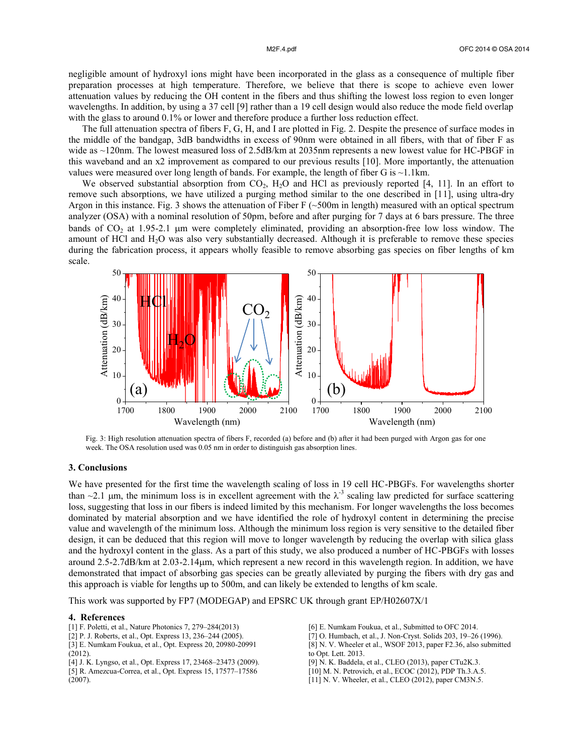negligible amount of hydroxyl ions might have been incorporated in the glass as a consequence of multiple fiber preparation processes at high temperature. Therefore, we believe that there is scope to achieve even lower attenuation values by reducing the OH content in the fibers and thus shifting the lowest loss region to even longer wavelengths. In addition, by using a 37 cell [9] rather than a 19 cell design would also reduce the mode field overlap with the glass to around 0.1% or lower and therefore produce a further loss reduction effect.

The full attenuation spectra of fibers F, G, H, and I are plotted in Fig. 2. Despite the presence of surface modes in the middle of the bandgap, 3dB bandwidths in excess of 90nm were obtained in all fibers, with that of fiber F as wide as ~120nm. The lowest measured loss of 2.5dB/km at 2035nm represents a new lowest value for HC-PBGF in this waveband and an x2 improvement as compared to our previous results [10]. More importantly, the attenuation values were measured over long length of bands. For example, the length of fiber G is ~1.1km.

We observed substantial absorption from $CO_2$, $H_2O$ and HCl as previously reported [4, 11]. In an effort to remove such absorptions, we have utilized a purging method similar to the one described in [11], using ultra-dry Argon in this instance. Fig. 3 shows the attenuation of Fiber F (~500m in length) measured with an optical spectrum analyzer (OSA) with a nominal resolution of 50pm, before and after purging for 7 days at 6 bars pressure. The three bands of $CO_2$ at 1.95-2.1 μm were completely eliminated, providing an absorption-free low loss window. The amount of HCl and $H_2O$ was also very substantially decreased. Although it is preferable to remove these species during the fabrication process, it appears wholly feasible to remove absorbing gas species on fiber lengths of km scale.

(a)
HCl
$H_2O$
$CO_2$
Attenuation (dB/km)
0
10
20
30
40
50
1700
1800
1900
2000
2100
Wavelength (nm)

(b)
Attenuation (dB/km)
0
10
20
30
40
50
1700
1800
1900
2000
2100
Wavelength (nm)

Fig. 3: High resolution attenuation spectra of fibers F, recorded (a) before and (b) after it had been purged with Argon gas for one week. The OSA resolution used was 0.05 nm in order to distinguish gas absorption lines.

### 3. Conclusions

We have presented for the first time the wavelength scaling of loss in 19 cell HC-PBGFs. For wavelengths shorter than ~2.1 μm, the minimum loss is in excellent agreement with the $\lambda^{-3}$ scaling law predicted for surface scattering loss, suggesting that loss in our fibers is indeed limited by this mechanism. For longer wavelengths the loss becomes dominated by material absorption and we have identified the role of hydroxyl content in determining the precise value and wavelength of the minimum loss. Although the minimum loss region is very sensitive to the detailed fiber design, it can be deduced that this region will move to longer wavelength by reducing the overlap with silica glass and the hydroxyl content in the glass. As a part of this study, we also produced a number of HC-PBGFs with losses around 2.5-2.7dB/km at 2.03-2.14μm, which represent a new record in this wavelength region. In addition, we have demonstrated that impact of absorbing gas species can be greatly alleviated by purging the fibers with dry gas and this approach is viable for lengths up to 500m, and can likely be extended to lengths of km scale.

This work was supported by FP7 (MODEGAP) and EPSRC UK through grant EP/H02607X/1

### 4. References

[1] F. Poletti, et al., Nature Photonics 7, 279–284(2013)
[2] P. J. Roberts, et al., Opt. Express 13, 236–244 (2005).
[3] E. Numkam Fokoua, et al., Opt. Express 20, 20980-20991 (2012).
[4] J. K. Lyngso, et al., Opt. Express 17, 23468–23473 (2009).
[5] R. Amezcua-Correa, et al., Opt. Express 15, 17577–17586 (2007).
[6] E. Numkam Fokoua, et al., Submitted to OFC 2014.
[7] O. Humbach, et al., J. Non-Cryst. Solids 203, 19–26 (1996).
[8] N. V. Wheeler et al., WSOF 2013, paper F2.36, also submitted to Opt. Lett. 2013.
[9] N. K. Baddela, et al., CLEO (2013), paper CTu2K.3.
[10] M. N. Petrovich, et al., ECOC (2012), PDP Th.3.A.5.
[11] N. V. Wheeler, et al., CLEO (2012), paper CM3N.5.